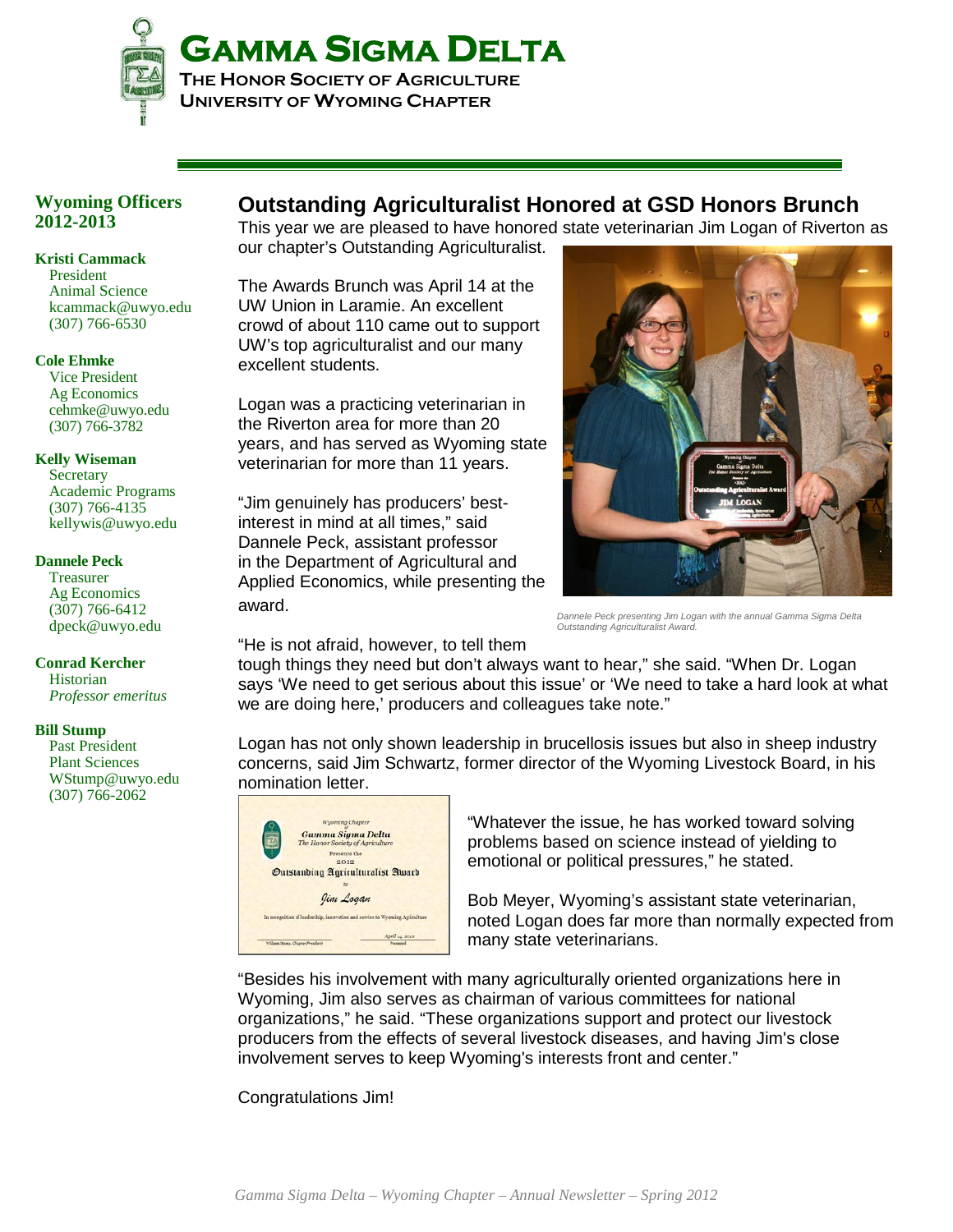# Gamma Sigma Delta

**The Honor Society of Agriculture**
**University of Wyoming Chapter**

## Wyoming Officers 2012-2013

**Kristi Cammack**
President
Animal Science
kcammack@uwyo.edu
(307) 766-6530

**Cole Ehmke**
Vice President
Ag Economics
cehmke@uwyo.edu
(307) 766-3782

**Kelly Wiseman**
Secretary
Academic Programs
(307) 766-4135
kellywis@uwyo.edu

**Dannele Peck**
Treasurer
Ag Economics
(307) 766-6412
dpeck@uwyo.edu

**Conrad Kercher**
Historian
*Professor emeritus*

**Bill Stump**
Past President
Plant Sciences
WStump@uwyo.edu
(307) 766-2062

## Outstanding Agriculturalist Honored at GSD Honors Brunch

This year we are pleased to have honored state veterinarian Jim Logan of Riverton as our chapter's Outstanding Agriculturalist.

The Awards Brunch was April 14 at the UW Union in Laramie. An excellent crowd of about 110 came out to support UW's top agriculturalist and our many excellent students.

Logan was a practicing veterinarian in the Riverton area for more than 20 years, and has served as Wyoming state veterinarian for more than 11 years.

"Jim genuinely has producers' best-interest in mind at all times," said Dannele Peck, assistant professor in the Department of Agricultural and Applied Economics, while presenting the award.

*Dannele Peck presenting Jim Logan with the annual Gamma Sigma Delta Outstanding Agriculturalist Award.*

"He is not afraid, however, to tell them tough things they need but don't always want to hear," she said. "When Dr. Logan says 'We need to get serious about this issue' or 'We need to take a hard look at what we are doing here,' producers and colleagues take note."

Logan has not only shown leadership in brucellosis issues but also in sheep industry concerns, said Jim Schwartz, former director of the Wyoming Livestock Board, in his nomination letter.

"Whatever the issue, he has worked toward solving problems based on science instead of yielding to emotional or political pressures," he stated.

Bob Meyer, Wyoming's assistant state veterinarian, noted Logan does far more than normally expected from many state veterinarians.

"Besides his involvement with many agriculturally oriented organizations here in Wyoming, Jim also serves as chairman of various committees for national organizations," he said. "These organizations support and protect our livestock producers from the effects of several livestock diseases, and having Jim's close involvement serves to keep Wyoming's interests front and center."

Congratulations Jim!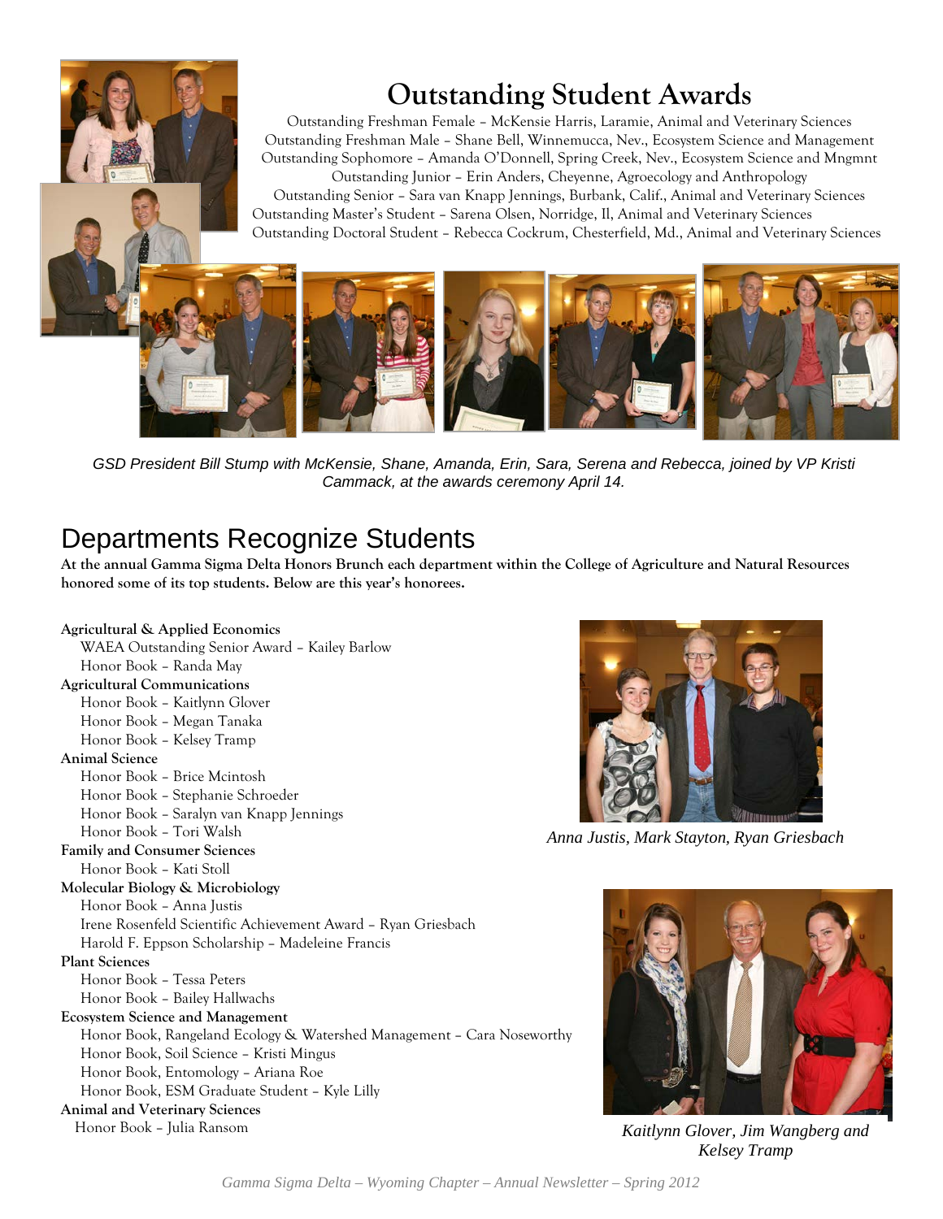# Outstanding Student Awards

Outstanding Freshman Female – McKensie Harris, Laramie, Animal and Veterinary Sciences
Outstanding Freshman Male – Shane Bell, Winnemucca, Nev., Ecosystem Science and Management
Outstanding Sophomore – Amanda O'Donnell, Spring Creek, Nev., Ecosystem Science and Mngmnt
Outstanding Junior – Erin Anders, Cheyenne, Agroecology and Anthropology
Outstanding Senior – Sara van Knapp Jennings, Burbank, Calif., Animal and Veterinary Sciences
Outstanding Master's Student – Sarena Olsen, Norridge, Il, Animal and Veterinary Sciences
Outstanding Doctoral Student – Rebecca Cockrum, Chesterfield, Md., Animal and Veterinary Sciences

*GSD President Bill Stump with McKensie, Shane, Amanda, Erin, Sara, Serena and Rebecca, joined by VP Kristi Cammack, at the awards ceremony April 14.*

## Departments Recognize Students

**At the annual Gamma Sigma Delta Honors Brunch each department within the College of Agriculture and Natural Resources honored some of its top students. Below are this year's honorees.**

**Agricultural & Applied Economics**
- WAEA Outstanding Senior Award – Kailey Barlow
- Honor Book – Randa May

**Agricultural Communications**
- Honor Book – Kaitlynn Glover
- Honor Book – Megan Tanaka
- Honor Book – Kelsey Tramp

**Animal Science**
- Honor Book – Brice Mcintosh
- Honor Book – Stephanie Schroeder
- Honor Book – Saralyn van Knapp Jennings
- Honor Book – Tori Walsh

**Family and Consumer Sciences**
- Honor Book – Kati Stoll

**Molecular Biology & Microbiology**
- Honor Book – Anna Justis
- Irene Rosenfeld Scientific Achievement Award – Ryan Griesbach
- Harold F. Eppson Scholarship – Madeleine Francis

**Plant Sciences**
- Honor Book – Tessa Peters
- Honor Book – Bailey Hallwachs

**Ecosystem Science and Management**
- Honor Book, Rangeland Ecology & Watershed Management – Cara Noseworthy
- Honor Book, Soil Science – Kristi Mingus
- Honor Book, Entomology – Ariana Roe
- Honor Book, ESM Graduate Student – Kyle Lilly

**Animal and Veterinary Sciences**
- Honor Book – Julia Ransom

*Anna Justis, Mark Stayton, Ryan Griesbach*

*Kaitlynn Glover, Jim Wangberg and Kelsey Tramp*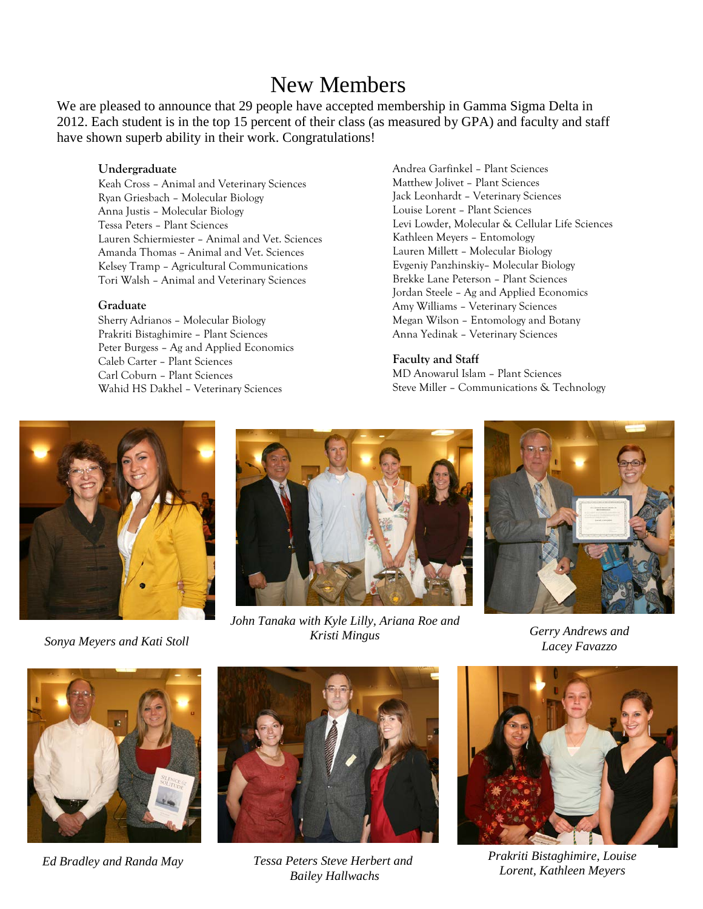# New Members

We are pleased to announce that 29 people have accepted membership in Gamma Sigma Delta in 2012. Each student is in the top 15 percent of their class (as measured by GPA) and faculty and staff have shown superb ability in their work. Congratulations!

**Undergraduate**

Keah Cross – Animal and Veterinary Sciences
Ryan Griesbach – Molecular Biology
Anna Justis – Molecular Biology
Tessa Peters – Plant Sciences
Lauren Schiermiester – Animal and Vet. Sciences
Amanda Thomas – Animal and Vet. Sciences
Kelsey Tramp – Agricultural Communications
Tori Walsh – Animal and Veterinary Sciences

**Graduate**

Sherry Adrianos – Molecular Biology
Prakriti Bistaghimire – Plant Sciences
Peter Burgess – Ag and Applied Economics
Caleb Carter – Plant Sciences
Carl Coburn – Plant Sciences
Wahid HS Dakhel – Veterinary Sciences
Andrea Garfinkel – Plant Sciences
Matthew Jolivet – Plant Sciences
Jack Leonhardt – Veterinary Sciences
Louise Lorent – Plant Sciences
Levi Lowder, Molecular & Cellular Life Sciences
Kathleen Meyers – Entomology
Lauren Millett – Molecular Biology
Evgeniy Panzhinskiy– Molecular Biology
Brekke Lane Peterson – Plant Sciences
Jordan Steele – Ag and Applied Economics
Amy Williams – Veterinary Sciences
Megan Wilson – Entomology and Botany
Anna Yedinak – Veterinary Sciences

**Faculty and Staff**

MD Anowarul Islam – Plant Sciences
Steve Miller – Communications & Technology

*Sonya Meyers and Kati Stoll*

*John Tanaka with Kyle Lilly, Ariana Roe and Kristi Mingus*

*Gerry Andrews and Lacey Favazzo*

*Ed Bradley and Randa May*

*Tessa Peters Steve Herbert and Bailey Hallwachs*

*Prakriti Bistaghimire, Louise Lorent, Kathleen Meyers*